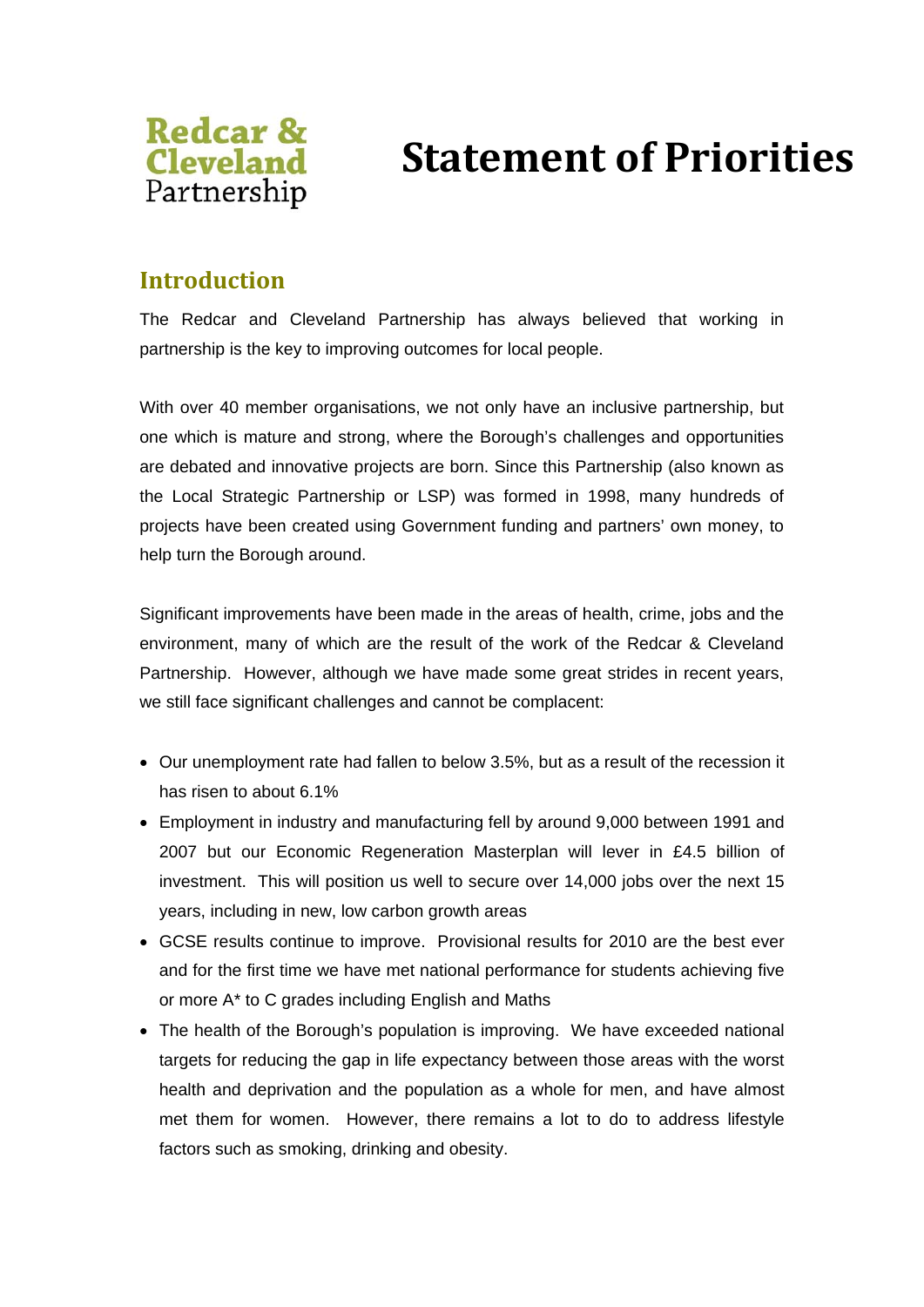Redcar & Cleveland Partnership

# Statement of Priorities

## Introduction

The Redcar and Cleveland Partnership has always believed that working in partnership is the key to improving outcomes for local people.

With over 40 member organisations, we not only have an inclusive partnership, but one which is mature and strong, where the Borough's challenges and opportunities are debated and innovative projects are born. Since this Partnership (also known as the Local Strategic Partnership or LSP) was formed in 1998, many hundreds of projects have been created using Government funding and partners' own money, to help turn the Borough around.

Significant improvements have been made in the areas of health, crime, jobs and the environment, many of which are the result of the work of the Redcar & Cleveland Partnership. However, although we have made some great strides in recent years, we still face significant challenges and cannot be complacent:

- Our unemployment rate had fallen to below 3.5%, but as a result of the recession it has risen to about 6.1%
- Employment in industry and manufacturing fell by around 9,000 between 1991 and 2007 but our Economic Regeneration Masterplan will lever in £4.5 billion of investment. This will position us well to secure over 14,000 jobs over the next 15 years, including in new, low carbon growth areas
- GCSE results continue to improve. Provisional results for 2010 are the best ever and for the first time we have met national performance for students achieving five or more A* to C grades including English and Maths
- The health of the Borough's population is improving. We have exceeded national targets for reducing the gap in life expectancy between those areas with the worst health and deprivation and the population as a whole for men, and have almost met them for women. However, there remains a lot to do to address lifestyle factors such as smoking, drinking and obesity.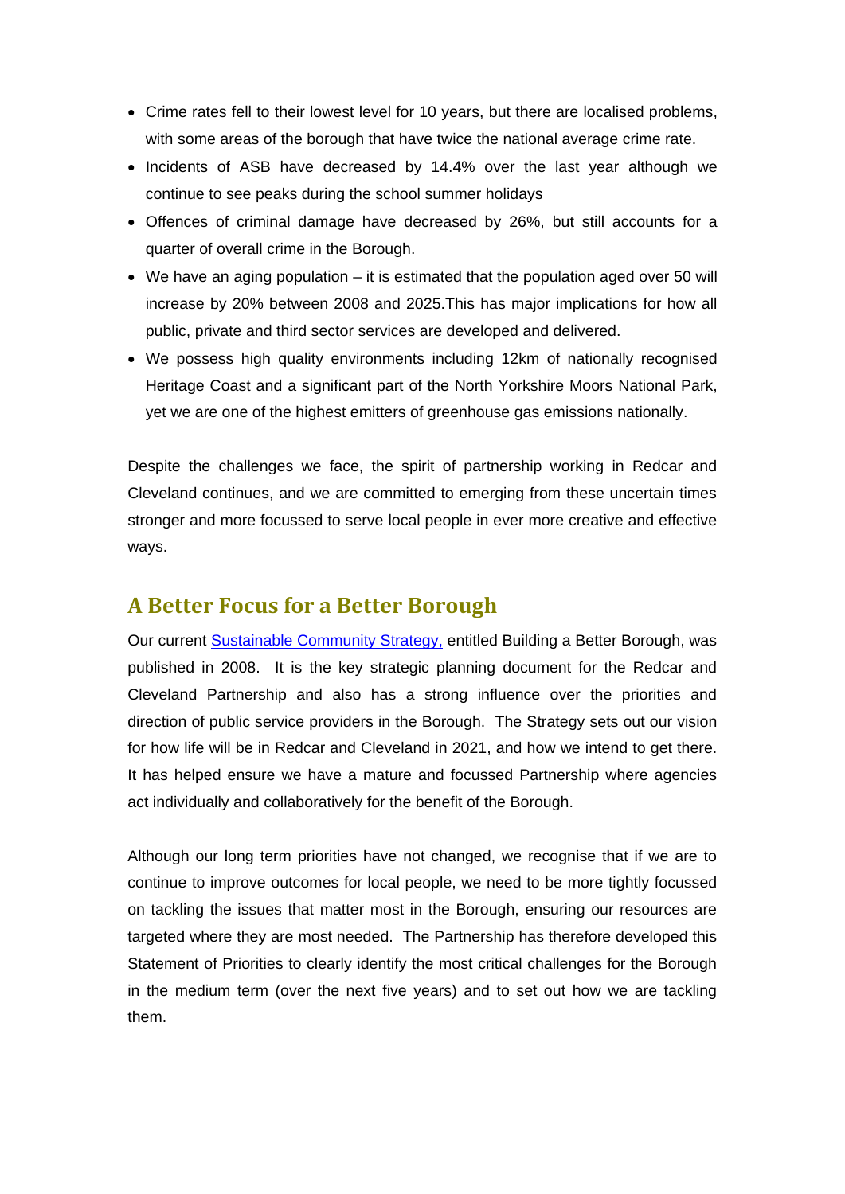- Crime rates fell to their lowest level for 10 years, but there are localised problems, with some areas of the borough that have twice the national average crime rate.
- Incidents of ASB have decreased by 14.4% over the last year although we continue to see peaks during the school summer holidays
- Offences of criminal damage have decreased by 26%, but still accounts for a quarter of overall crime in the Borough.
- We have an aging population – it is estimated that the population aged over 50 will increase by 20% between 2008 and 2025.This has major implications for how all public, private and third sector services are developed and delivered.
- We possess high quality environments including 12km of nationally recognised Heritage Coast and a significant part of the North Yorkshire Moors National Park, yet we are one of the highest emitters of greenhouse gas emissions nationally.

Despite the challenges we face, the spirit of partnership working in Redcar and Cleveland continues, and we are committed to emerging from these uncertain times stronger and more focussed to serve local people in ever more creative and effective ways.

## A Better Focus for a Better Borough

Our current Sustainable Community Strategy, entitled Building a Better Borough, was published in 2008. It is the key strategic planning document for the Redcar and Cleveland Partnership and also has a strong influence over the priorities and direction of public service providers in the Borough. The Strategy sets out our vision for how life will be in Redcar and Cleveland in 2021, and how we intend to get there. It has helped ensure we have a mature and focussed Partnership where agencies act individually and collaboratively for the benefit of the Borough.

Although our long term priorities have not changed, we recognise that if we are to continue to improve outcomes for local people, we need to be more tightly focussed on tackling the issues that matter most in the Borough, ensuring our resources are targeted where they are most needed. The Partnership has therefore developed this Statement of Priorities to clearly identify the most critical challenges for the Borough in the medium term (over the next five years) and to set out how we are tackling them.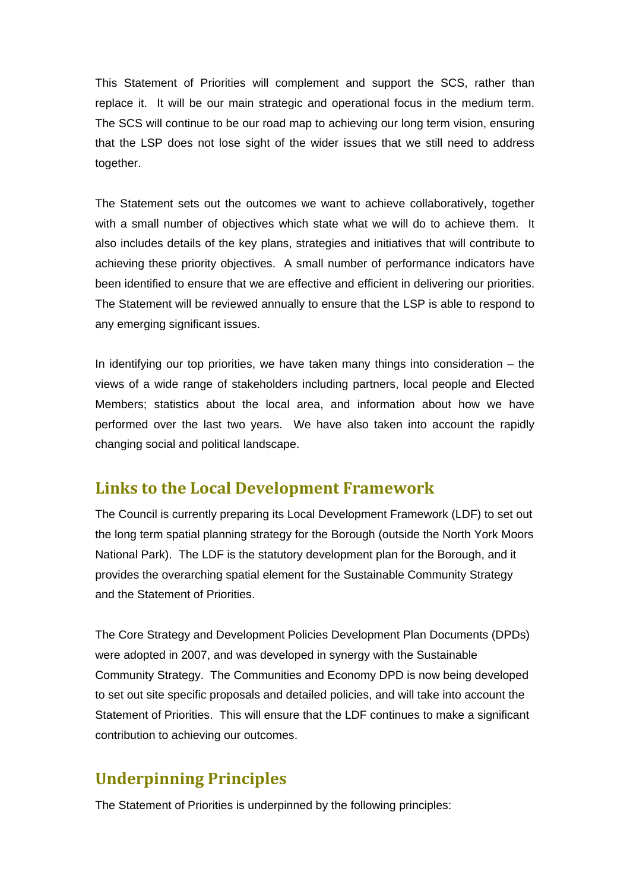This Statement of Priorities will complement and support the SCS, rather than replace it. It will be our main strategic and operational focus in the medium term. The SCS will continue to be our road map to achieving our long term vision, ensuring that the LSP does not lose sight of the wider issues that we still need to address together.

The Statement sets out the outcomes we want to achieve collaboratively, together with a small number of objectives which state what we will do to achieve them. It also includes details of the key plans, strategies and initiatives that will contribute to achieving these priority objectives. A small number of performance indicators have been identified to ensure that we are effective and efficient in delivering our priorities. The Statement will be reviewed annually to ensure that the LSP is able to respond to any emerging significant issues.

In identifying our top priorities, we have taken many things into consideration – the views of a wide range of stakeholders including partners, local people and Elected Members; statistics about the local area, and information about how we have performed over the last two years. We have also taken into account the rapidly changing social and political landscape.

## Links to the Local Development Framework

The Council is currently preparing its Local Development Framework (LDF) to set out the long term spatial planning strategy for the Borough (outside the North York Moors National Park). The LDF is the statutory development plan for the Borough, and it provides the overarching spatial element for the Sustainable Community Strategy and the Statement of Priorities.

The Core Strategy and Development Policies Development Plan Documents (DPDs) were adopted in 2007, and was developed in synergy with the Sustainable Community Strategy. The Communities and Economy DPD is now being developed to set out site specific proposals and detailed policies, and will take into account the Statement of Priorities. This will ensure that the LDF continues to make a significant contribution to achieving our outcomes.

## Underpinning Principles

The Statement of Priorities is underpinned by the following principles: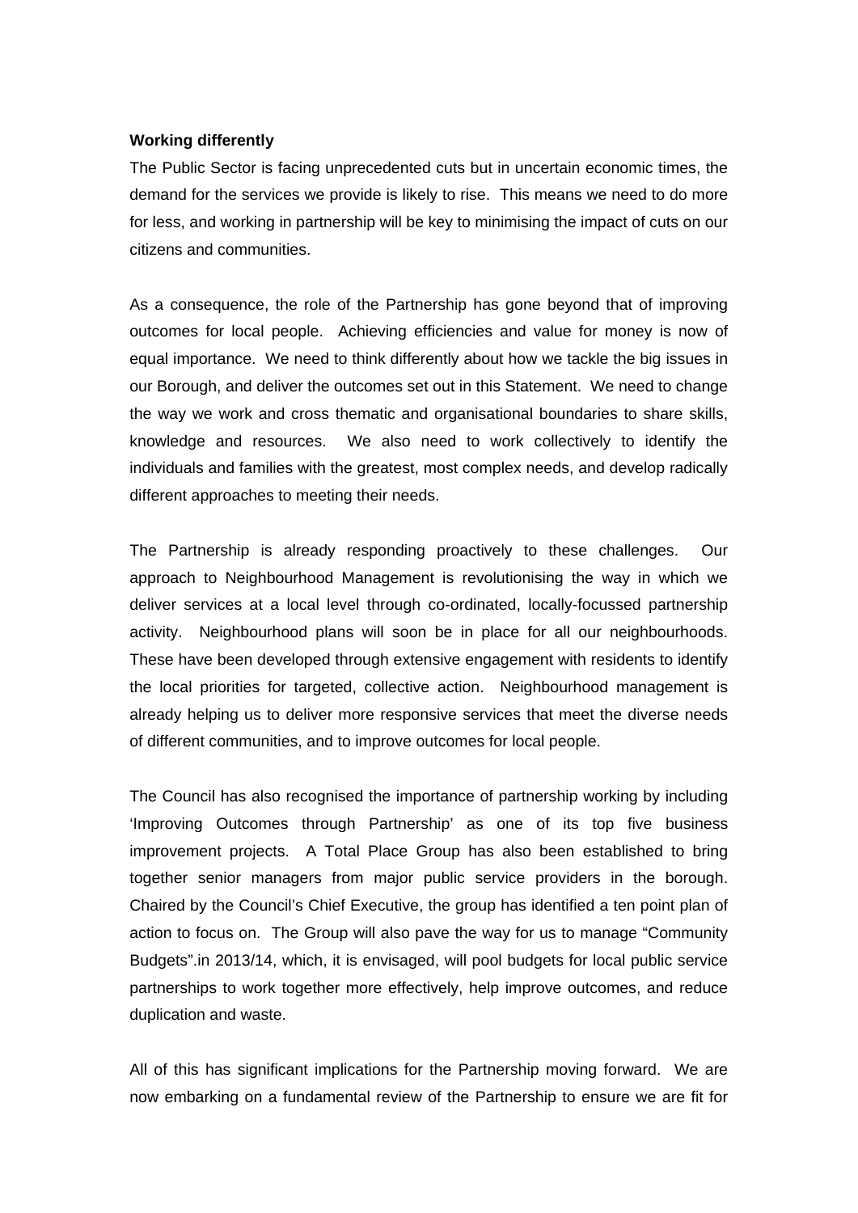**Working differently**

The Public Sector is facing unprecedented cuts but in uncertain economic times, the demand for the services we provide is likely to rise. This means we need to do more for less, and working in partnership will be key to minimising the impact of cuts on our citizens and communities.

As a consequence, the role of the Partnership has gone beyond that of improving outcomes for local people. Achieving efficiencies and value for money is now of equal importance. We need to think differently about how we tackle the big issues in our Borough, and deliver the outcomes set out in this Statement. We need to change the way we work and cross thematic and organisational boundaries to share skills, knowledge and resources. We also need to work collectively to identify the individuals and families with the greatest, most complex needs, and develop radically different approaches to meeting their needs.

The Partnership is already responding proactively to these challenges. Our approach to Neighbourhood Management is revolutionising the way in which we deliver services at a local level through co-ordinated, locally-focussed partnership activity. Neighbourhood plans will soon be in place for all our neighbourhoods. These have been developed through extensive engagement with residents to identify the local priorities for targeted, collective action. Neighbourhood management is already helping us to deliver more responsive services that meet the diverse needs of different communities, and to improve outcomes for local people.

The Council has also recognised the importance of partnership working by including 'Improving Outcomes through Partnership' as one of its top five business improvement projects. A Total Place Group has also been established to bring together senior managers from major public service providers in the borough. Chaired by the Council's Chief Executive, the group has identified a ten point plan of action to focus on. The Group will also pave the way for us to manage "Community Budgets".in 2013/14, which, it is envisaged, will pool budgets for local public service partnerships to work together more effectively, help improve outcomes, and reduce duplication and waste.

All of this has significant implications for the Partnership moving forward. We are now embarking on a fundamental review of the Partnership to ensure we are fit for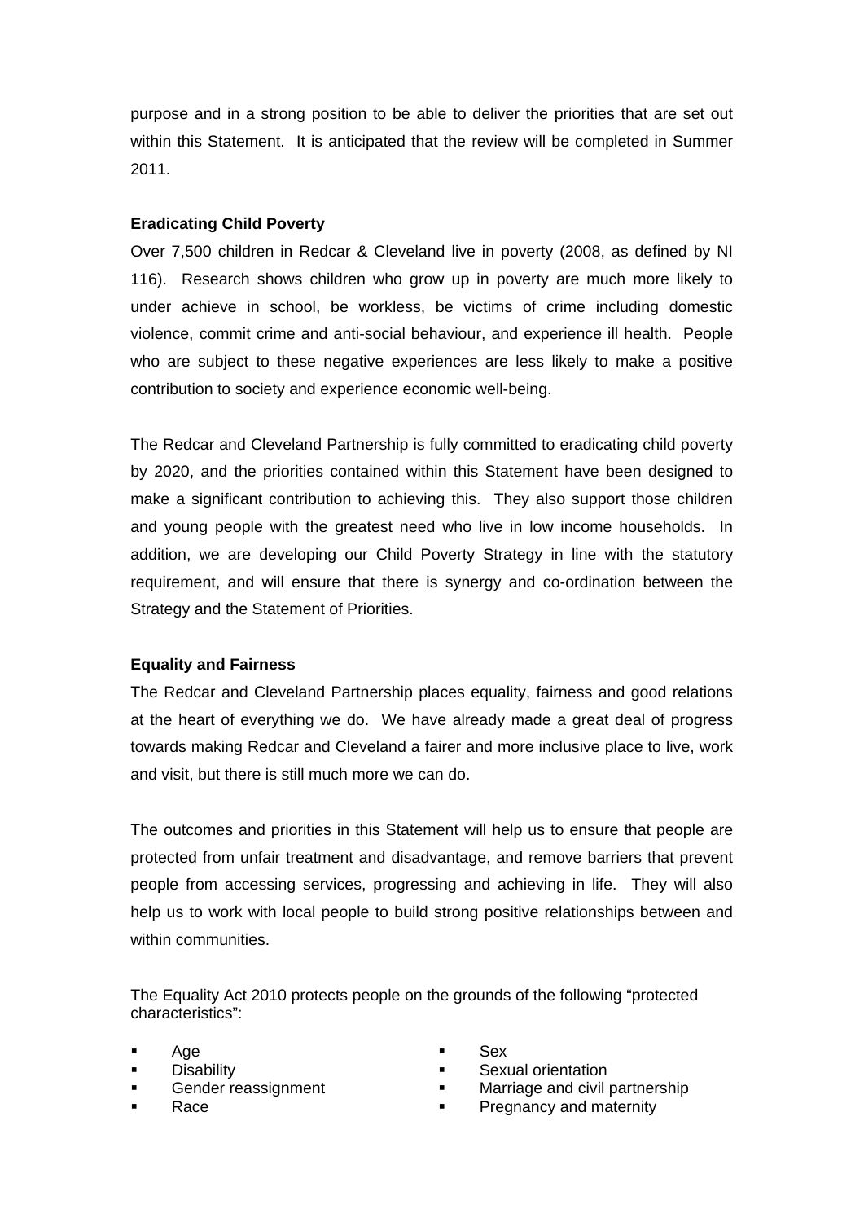purpose and in a strong position to be able to deliver the priorities that are set out within this Statement. It is anticipated that the review will be completed in Summer 2011.

**Eradicating Child Poverty**

Over 7,500 children in Redcar & Cleveland live in poverty (2008, as defined by NI 116). Research shows children who grow up in poverty are much more likely to under achieve in school, be workless, be victims of crime including domestic violence, commit crime and anti-social behaviour, and experience ill health. People who are subject to these negative experiences are less likely to make a positive contribution to society and experience economic well-being.

The Redcar and Cleveland Partnership is fully committed to eradicating child poverty by 2020, and the priorities contained within this Statement have been designed to make a significant contribution to achieving this. They also support those children and young people with the greatest need who live in low income households. In addition, we are developing our Child Poverty Strategy in line with the statutory requirement, and will ensure that there is synergy and co-ordination between the Strategy and the Statement of Priorities.

**Equality and Fairness**

The Redcar and Cleveland Partnership places equality, fairness and good relations at the heart of everything we do. We have already made a great deal of progress towards making Redcar and Cleveland a fairer and more inclusive place to live, work and visit, but there is still much more we can do.

The outcomes and priorities in this Statement will help us to ensure that people are protected from unfair treatment and disadvantage, and remove barriers that prevent people from accessing services, progressing and achieving in life. They will also help us to work with local people to build strong positive relationships between and within communities.

The Equality Act 2010 protects people on the grounds of the following "protected characteristics":

- Age
- Disability
- Gender reassignment
- Race
- Sex
- Sexual orientation
- Marriage and civil partnership
- Pregnancy and maternity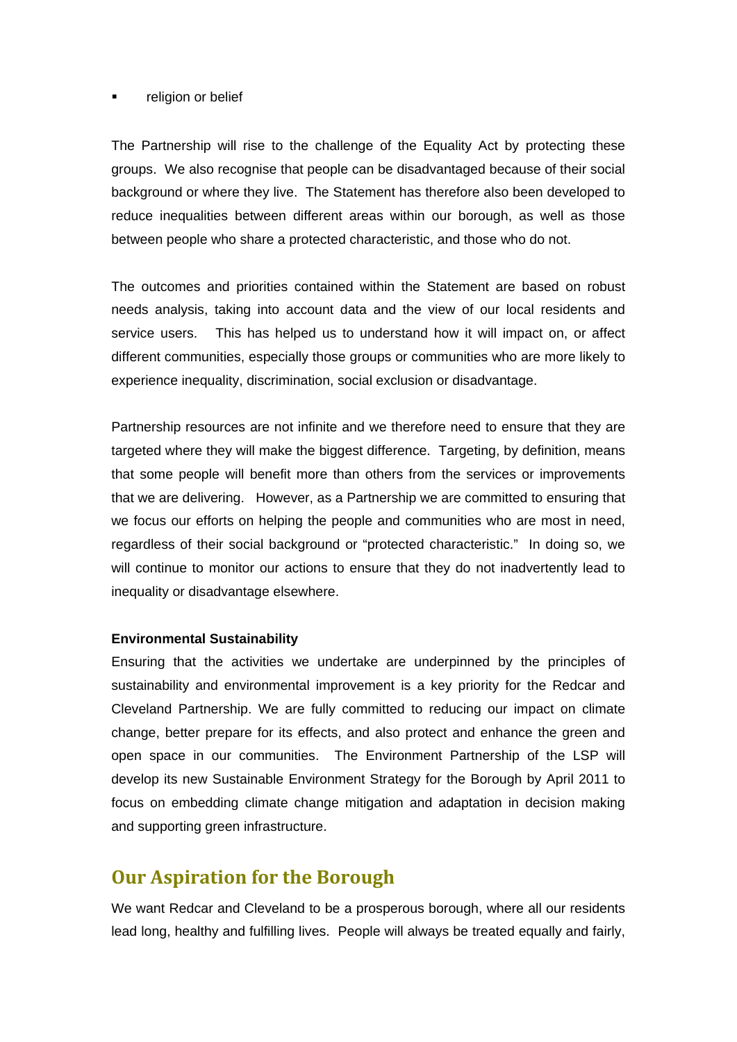- religion or belief

The Partnership will rise to the challenge of the Equality Act by protecting these groups. We also recognise that people can be disadvantaged because of their social background or where they live. The Statement has therefore also been developed to reduce inequalities between different areas within our borough, as well as those between people who share a protected characteristic, and those who do not.

The outcomes and priorities contained within the Statement are based on robust needs analysis, taking into account data and the view of our local residents and service users. This has helped us to understand how it will impact on, or affect different communities, especially those groups or communities who are more likely to experience inequality, discrimination, social exclusion or disadvantage.

Partnership resources are not infinite and we therefore need to ensure that they are targeted where they will make the biggest difference. Targeting, by definition, means that some people will benefit more than others from the services or improvements that we are delivering. However, as a Partnership we are committed to ensuring that we focus our efforts on helping the people and communities who are most in need, regardless of their social background or "protected characteristic." In doing so, we will continue to monitor our actions to ensure that they do not inadvertently lead to inequality or disadvantage elsewhere.

**Environmental Sustainability**

Ensuring that the activities we undertake are underpinned by the principles of sustainability and environmental improvement is a key priority for the Redcar and Cleveland Partnership. We are fully committed to reducing our impact on climate change, better prepare for its effects, and also protect and enhance the green and open space in our communities. The Environment Partnership of the LSP will develop its new Sustainable Environment Strategy for the Borough by April 2011 to focus on embedding climate change mitigation and adaptation in decision making and supporting green infrastructure.

## Our Aspiration for the Borough

We want Redcar and Cleveland to be a prosperous borough, where all our residents lead long, healthy and fulfilling lives. People will always be treated equally and fairly,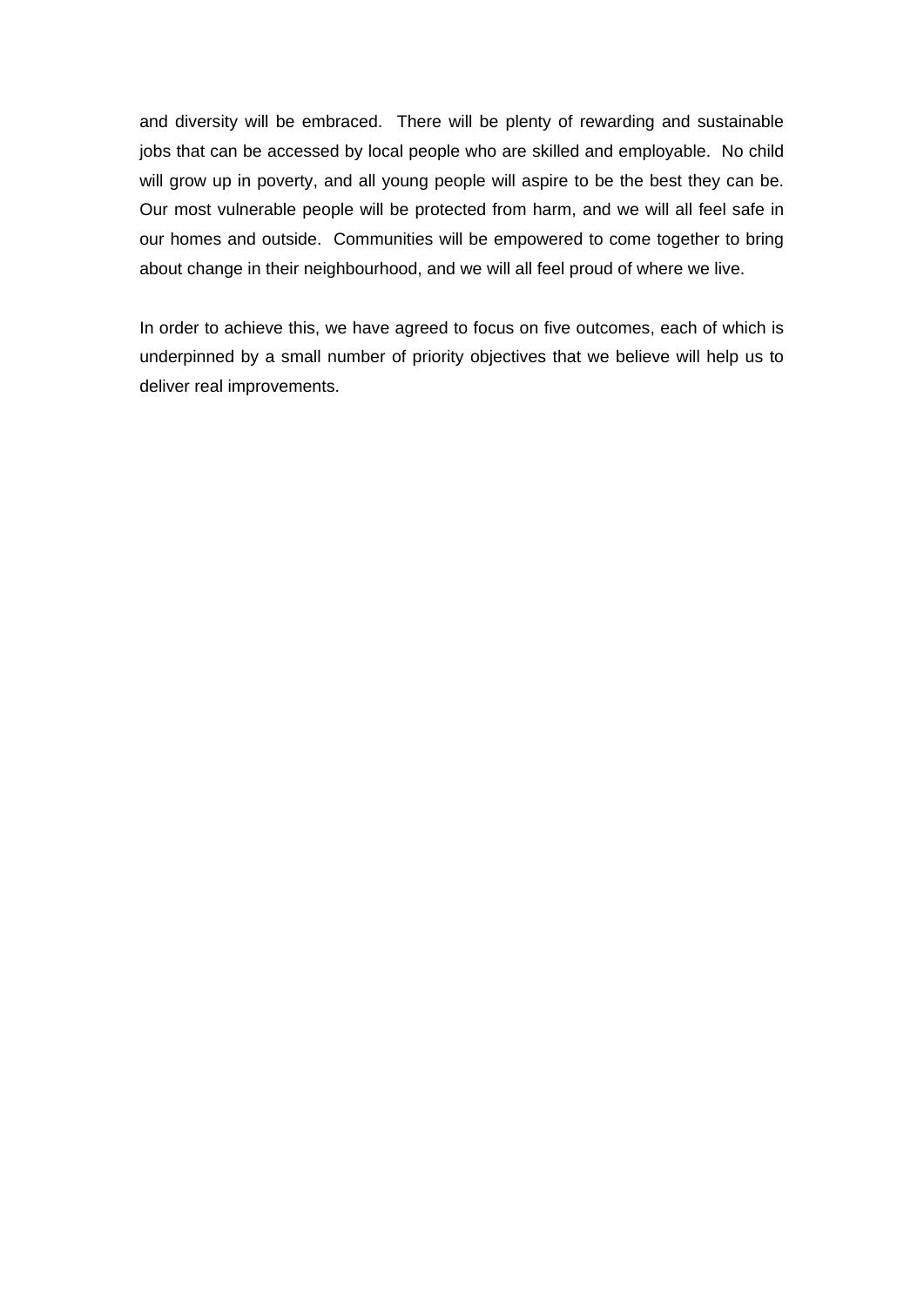and diversity will be embraced. There will be plenty of rewarding and sustainable jobs that can be accessed by local people who are skilled and employable. No child will grow up in poverty, and all young people will aspire to be the best they can be. Our most vulnerable people will be protected from harm, and we will all feel safe in our homes and outside. Communities will be empowered to come together to bring about change in their neighbourhood, and we will all feel proud of where we live.

In order to achieve this, we have agreed to focus on five outcomes, each of which is underpinned by a small number of priority objectives that we believe will help us to deliver real improvements.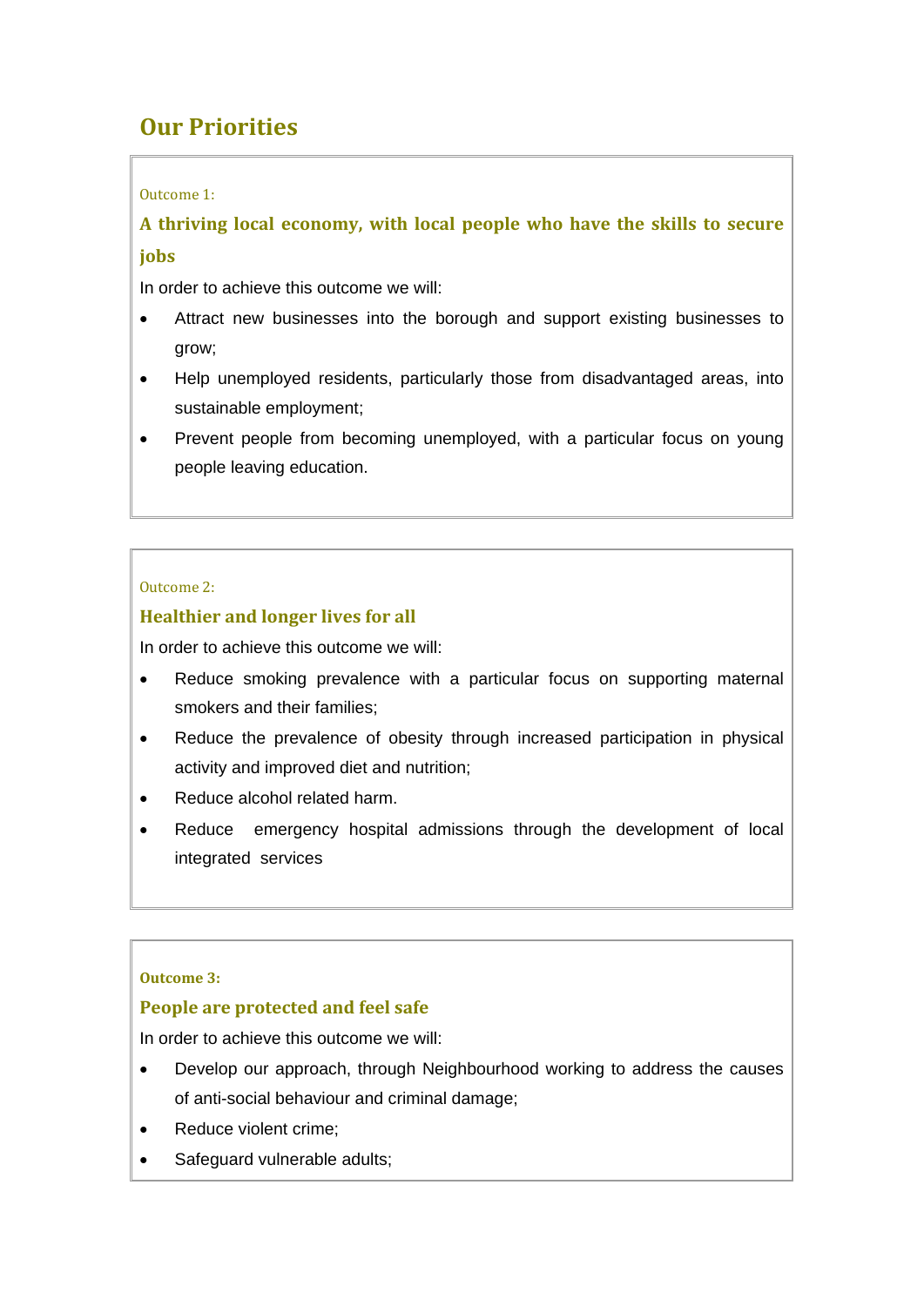# Our Priorities

Outcome 1:

## A thriving local economy, with local people who have the skills to secure jobs

In order to achieve this outcome we will:

- Attract new businesses into the borough and support existing businesses to grow;
- Help unemployed residents, particularly those from disadvantaged areas, into sustainable employment;
- Prevent people from becoming unemployed, with a particular focus on young people leaving education.

Outcome 2:

## Healthier and longer lives for all

In order to achieve this outcome we will:

- Reduce smoking prevalence with a particular focus on supporting maternal smokers and their families;
- Reduce the prevalence of obesity through increased participation in physical activity and improved diet and nutrition;
- Reduce alcohol related harm.
- Reduce emergency hospital admissions through the development of local integrated services

**Outcome 3:**

## People are protected and feel safe

In order to achieve this outcome we will:

- Develop our approach, through Neighbourhood working to address the causes of anti-social behaviour and criminal damage;
- Reduce violent crime;
- Safeguard vulnerable adults;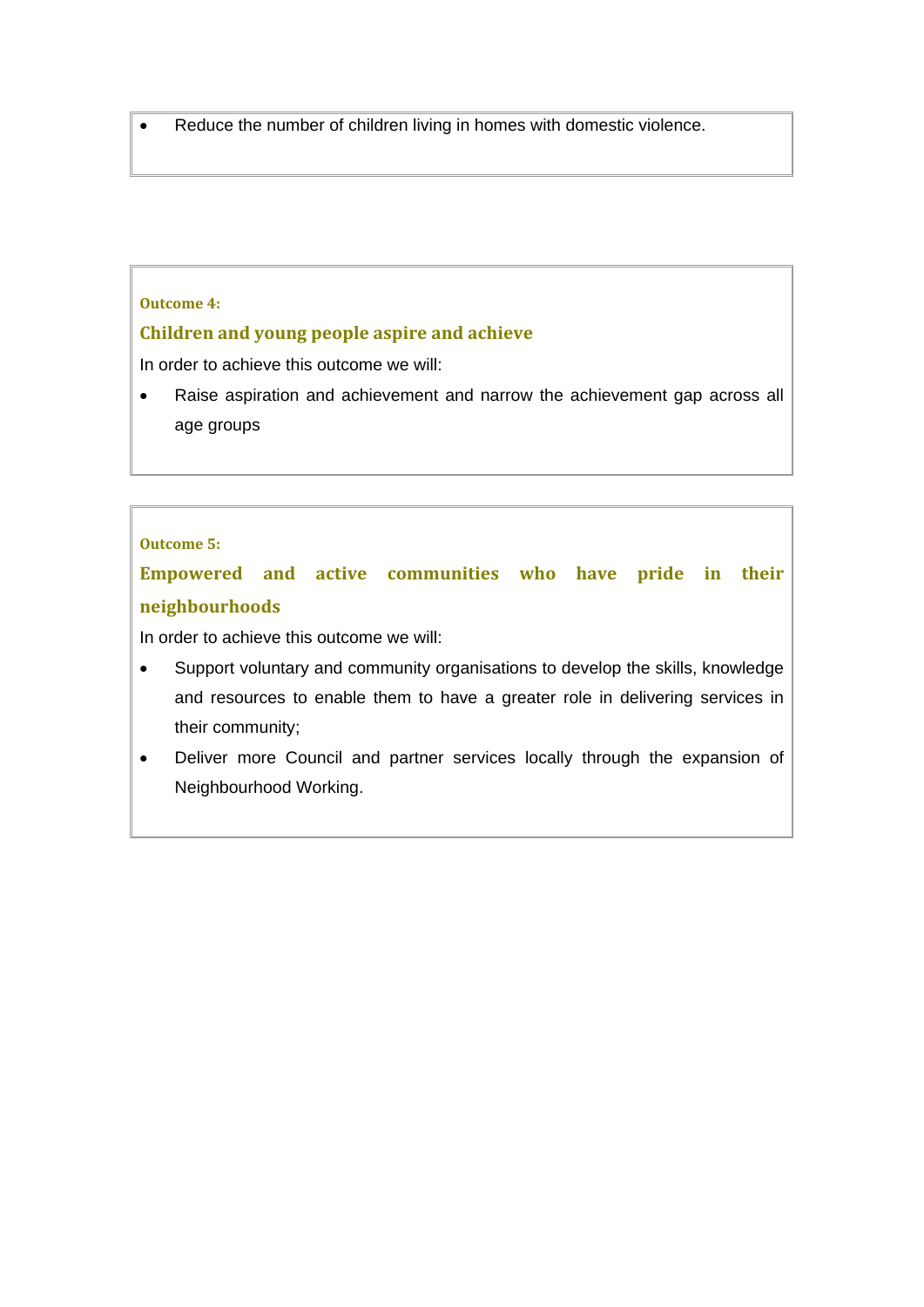- Reduce the number of children living in homes with domestic violence.

**Outcome 4:**

### Children and young people aspire and achieve

In order to achieve this outcome we will:

- Raise aspiration and achievement and narrow the achievement gap across all age groups

**Outcome 5:**

### Empowered and active communities who have pride in their neighbourhoods

In order to achieve this outcome we will:

- Support voluntary and community organisations to develop the skills, knowledge and resources to enable them to have a greater role in delivering services in their community;
- Deliver more Council and partner services locally through the expansion of Neighbourhood Working.